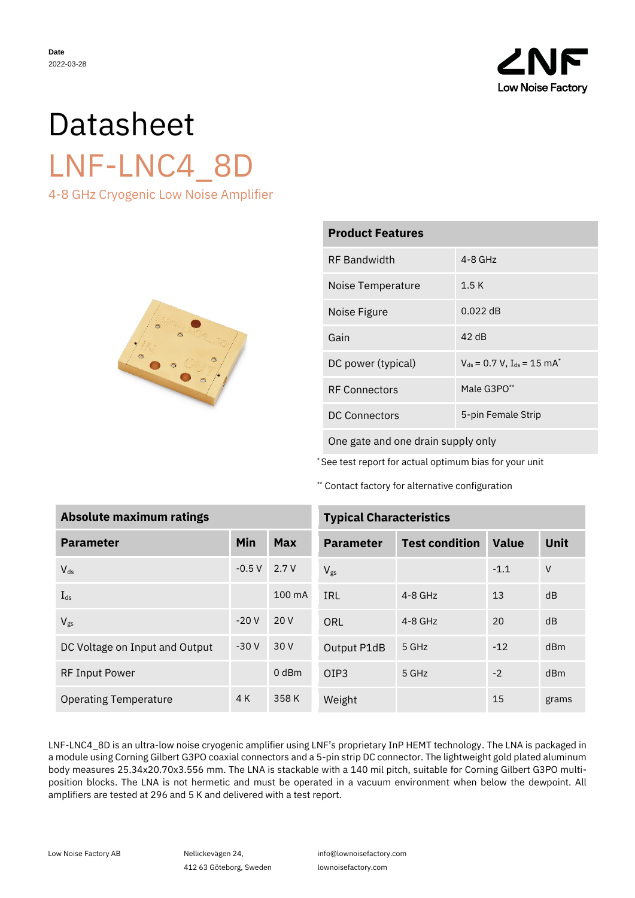**Date**
2022-03-28

LNF Low Noise Factory

# Datasheet

# LNF-LNC4_8D

## 4-8 GHz Cryogenic Low Noise Amplifier

| Product Features | |
|---|---|
| RF Bandwidth | 4-8 GHz |
| Noise Temperature | 1.5 K |
| Noise Figure | 0.022 dB |
| Gain | 42 dB |
| DC power (typical) | $V_{ds}$ = 0.7 V, $I_{ds}$ = 15 mA* |
| RF Connectors | Male G3PO** |
| DC Connectors | 5-pin Female Strip |
| One gate and one drain supply only | |

* See test report for actual optimum bias for your unit

** Contact factory for alternative configuration

| Absolute maximum ratings | | |
|---|---|---|
| **Parameter** | **Min** | **Max** |
| $V_{ds}$ | -0.5 V | 2.7 V |
| $I_{ds}$ | | 100 mA |
| $V_{gs}$ | -20 V | 20 V |
| DC Voltage on Input and Output | -30 V | 30 V |
| RF Input Power | | 0 dBm |
| Operating Temperature | 4 K | 358 K |

| Typical Characteristics | | | |
|---|---|---|---|
| **Parameter** | **Test condition** | **Value** | **Unit** |
| $V_{gs}$ | | -1.1 | V |
| IRL | 4-8 GHz | 13 | dB |
| ORL | 4-8 GHz | 20 | dB |
| Output P1dB | 5 GHz | -12 | dBm |
| OIP3 | 5 GHz | -2 | dBm |
| Weight | | 15 | grams |

LNF-LNC4_8D is an ultra-low noise cryogenic amplifier using LNF's proprietary InP HEMT technology. The LNA is packaged in a module using Corning Gilbert G3PO coaxial connectors and a 5-pin strip DC connector. The lightweight gold plated aluminum body measures 25.34x20.70x3.556 mm. The LNA is stackable with a 140 mil pitch, suitable for Corning Gilbert G3PO multi-position blocks. The LNA is not hermetic and must be operated in a vacuum environment when below the dewpoint. All amplifiers are tested at 296 and 5 K and delivered with a test report.

Low Noise Factory AB
Nellickevägen 24,
412 63 Göteborg, Sweden
info@lownoisefactory.com
lownoisefactory.com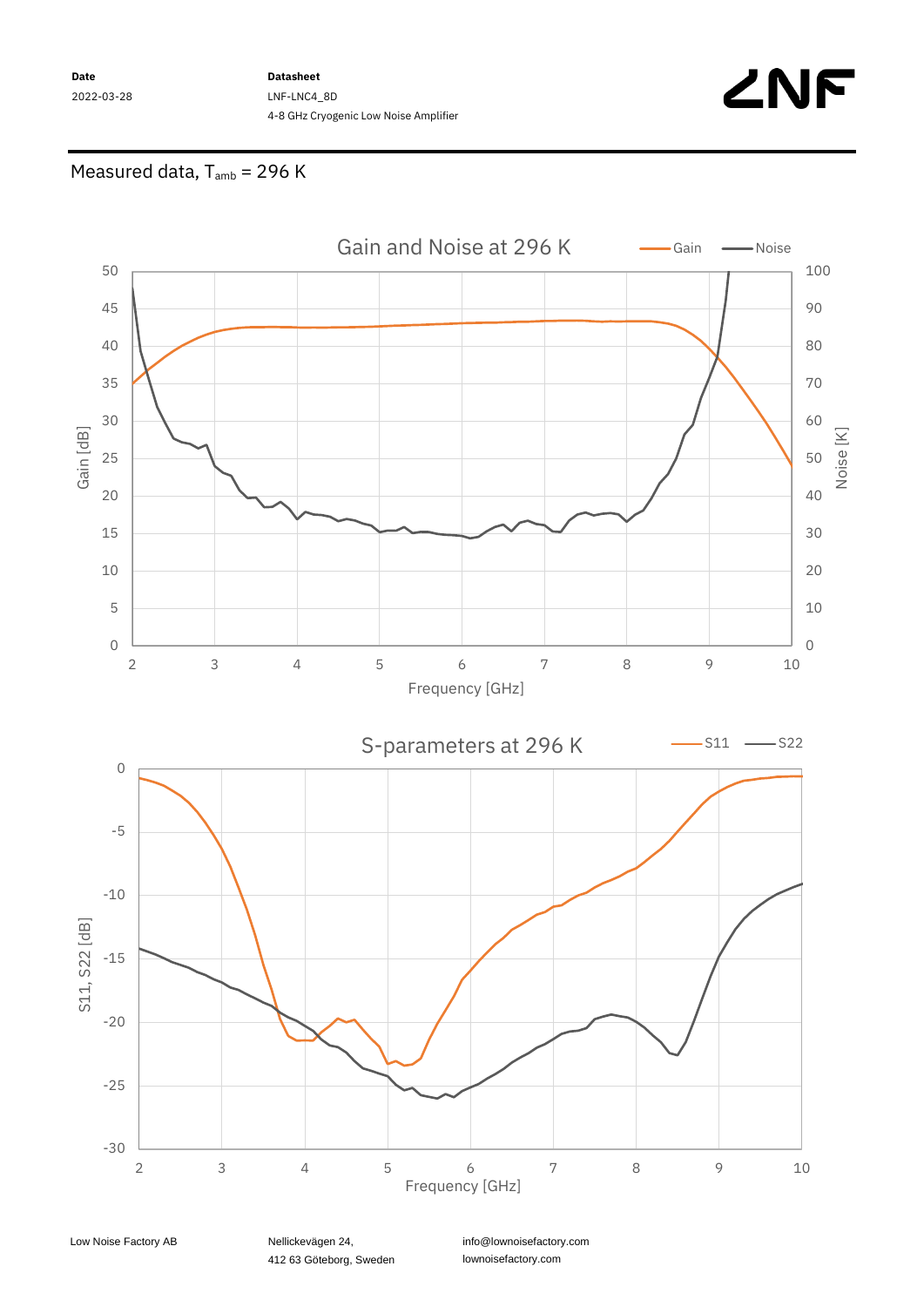## Measured data, $T_{amb}$ = 296 K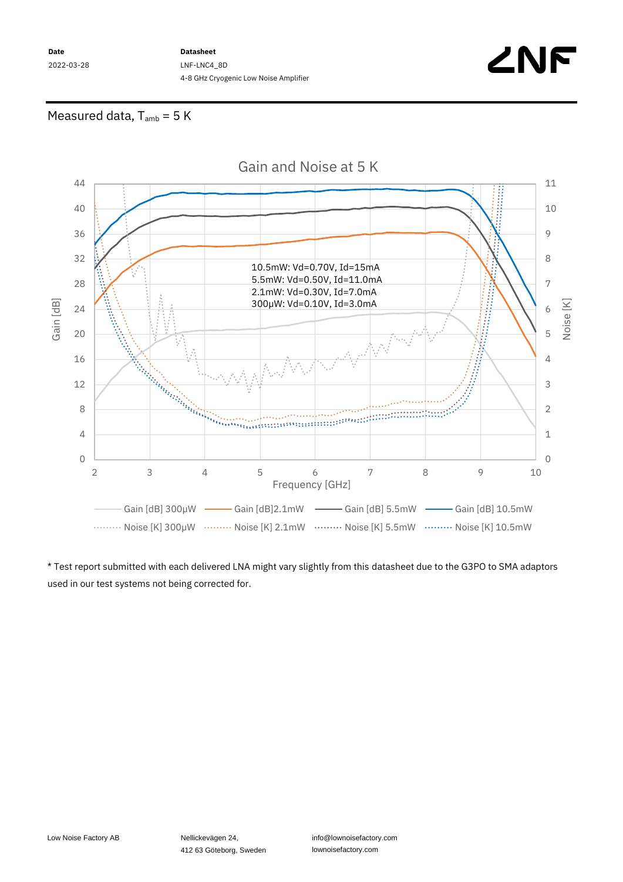## Measured data, $T_{amb}$ = 5 K

Gain and Noise at 5 K

10.5mW: Vd=0.70V, Id=15mA
5.5mW: Vd=0.50V, Id=11.0mA
2.1mW: Vd=0.30V, Id=7.0mA
300μW: Vd=0.10V, Id=3.0mA

* Test report submitted with each delivered LNA might vary slightly from this datasheet due to the G3PO to SMA adaptors used in our test systems not being corrected for.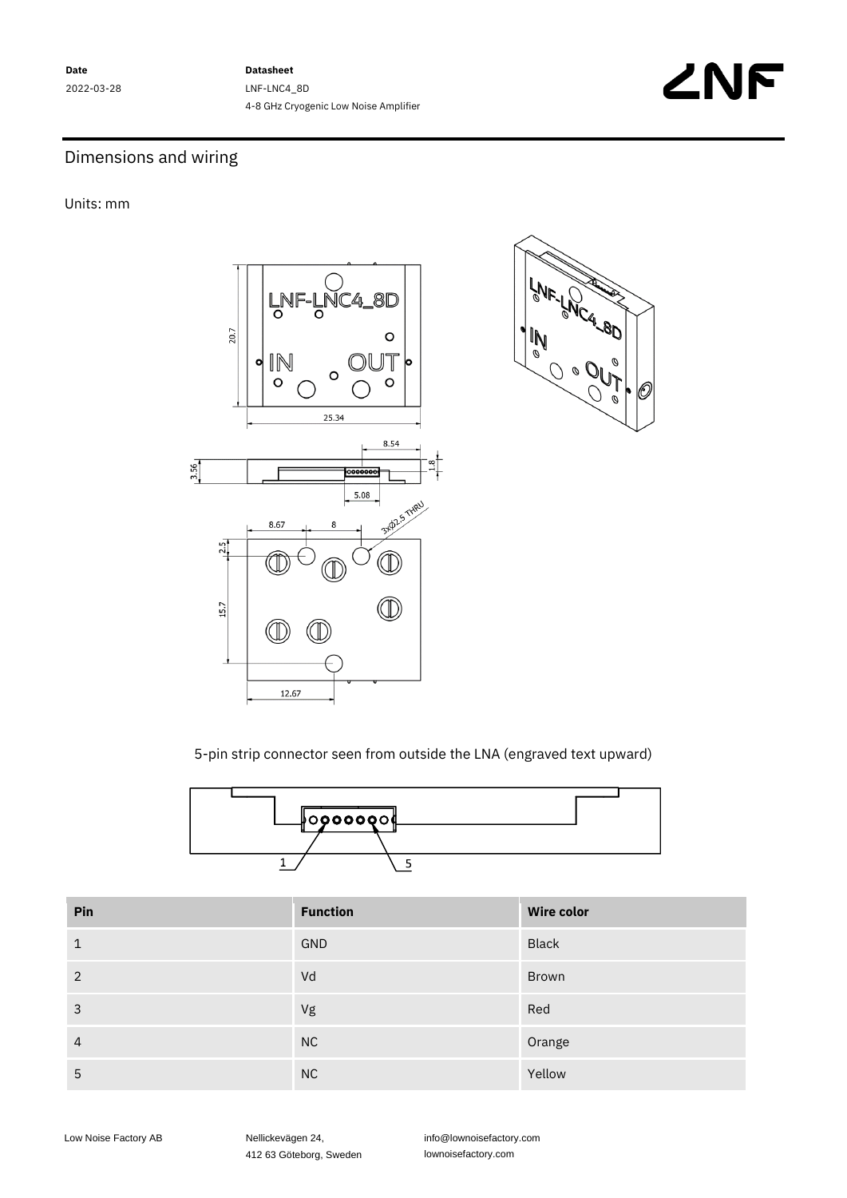## Dimensions and wiring

Units: mm

5-pin strip connector seen from outside the LNA (engraved text upward)

| Pin | Function | Wire color |
| --- | --- | --- |
| 1 | GND | Black |
| 2 | Vd | Brown |
| 3 | Vg | Red |
| 4 | NC | Orange |
| 5 | NC | Yellow |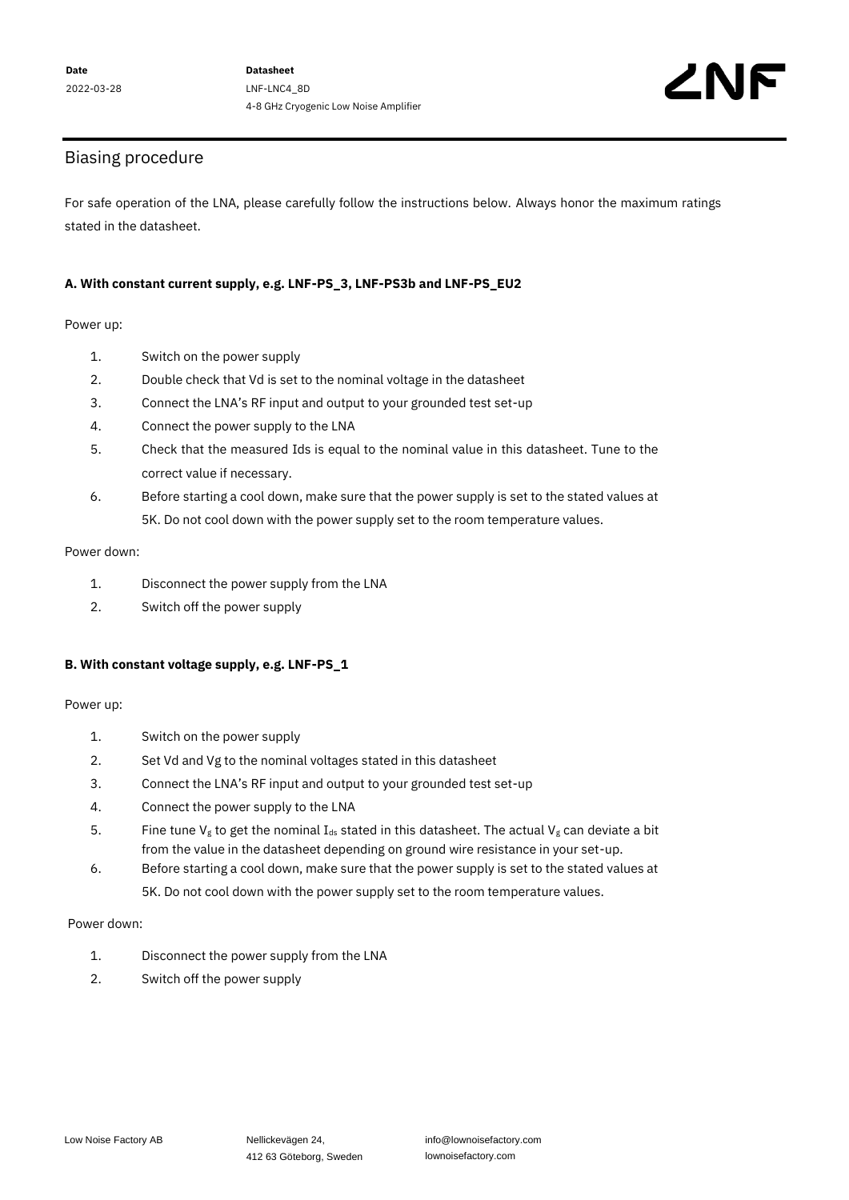## Biasing procedure

For safe operation of the LNA, please carefully follow the instructions below. Always honor the maximum ratings stated in the datasheet.

### A. With constant current supply, e.g. LNF-PS_3, LNF-PS3b and LNF-PS_EU2

Power up:

1. Switch on the power supply
2. Double check that Vd is set to the nominal voltage in the datasheet
3. Connect the LNA's RF input and output to your grounded test set-up
4. Connect the power supply to the LNA
5. Check that the measured Ids is equal to the nominal value in this datasheet. Tune to the correct value if necessary.
6. Before starting a cool down, make sure that the power supply is set to the stated values at 5K. Do not cool down with the power supply set to the room temperature values.

Power down:

1. Disconnect the power supply from the LNA
2. Switch off the power supply

### B. With constant voltage supply, e.g. LNF-PS_1

Power up:

1. Switch on the power supply
2. Set Vd and Vg to the nominal voltages stated in this datasheet
3. Connect the LNA's RF input and output to your grounded test set-up
4. Connect the power supply to the LNA
5. Fine tune $V_g$ to get the nominal $I_{ds}$ stated in this datasheet. The actual $V_g$ can deviate a bit from the value in the datasheet depending on ground wire resistance in your set-up.
6. Before starting a cool down, make sure that the power supply is set to the stated values at 5K. Do not cool down with the power supply set to the room temperature values.

Power down:

1. Disconnect the power supply from the LNA
2. Switch off the power supply